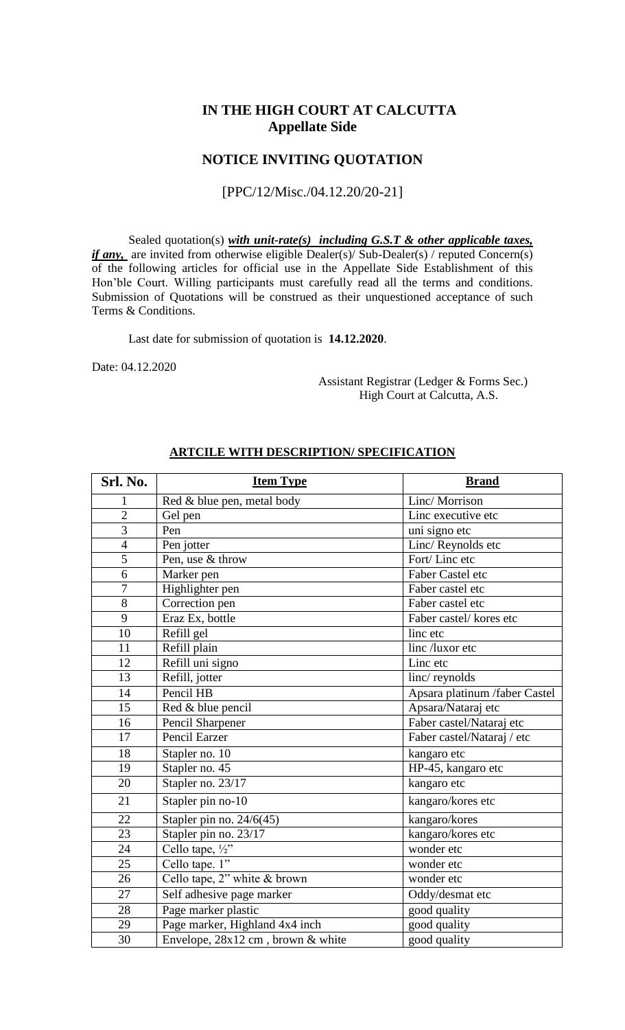# IN THE HIGH COURT AT CALCUTTA
## Appellate Side

## NOTICE INVITING QUOTATION

[PPC/12/Misc./04.12.20/20-21]

Sealed quotation(s) ***with unit-rate(s) including G.S.T & other applicable taxes, if any,*** are invited from otherwise eligible Dealer(s)/ Sub-Dealer(s) / reputed Concern(s) of the following articles for official use in the Appellate Side Establishment of this Hon'ble Court. Willing participants must carefully read all the terms and conditions. Submission of Quotations will be construed as their unquestioned acceptance of such Terms & Conditions.

Last date for submission of quotation is **14.12.2020**.

Date: 04.12.2020

Assistant Registrar (Ledger & Forms Sec.)
High Court at Calcutta, A.S.

### ARTCILE WITH DESCRIPTION/ SPECIFICATION

| Srl. No. | Item Type | Brand |
|---|---|---|
| 1 | Red & blue pen, metal body | Linc/ Morrison |
| 2 | Gel pen | Linc executive etc |
| 3 | Pen | uni signo etc |
| 4 | Pen jotter | Linc/ Reynolds etc |
| 5 | Pen, use & throw | Fort/ Linc etc |
| 6 | Marker pen | Faber Castel etc |
| 7 | Highlighter pen | Faber castel etc |
| 8 | Correction pen | Faber castel etc |
| 9 | Eraz Ex, bottle | Faber castel/ kores etc |
| 10 | Refill gel | linc etc |
| 11 | Refill plain | linc /luxor etc |
| 12 | Refill uni signo | Linc etc |
| 13 | Refill, jotter | linc/ reynolds |
| 14 | Pencil HB | Apsara platinum /faber Castel |
| 15 | Red & blue pencil | Apsara/Nataraj etc |
| 16 | Pencil Sharpener | Faber castel/Nataraj etc |
| 17 | Pencil Earzer | Faber castel/Nataraj / etc |
| 18 | Stapler no. 10 | kangaro etc |
| 19 | Stapler no. 45 | HP-45, kangaro etc |
| 20 | Stapler no. 23/17 | kangaro etc |
| 21 | Stapler pin no-10 | kangaro/kores etc |
| 22 | Stapler pin no. 24/6(45) | kangaro/kores |
| 23 | Stapler pin no. 23/17 | kangaro/kores etc |
| 24 | Cello tape, ½" | wonder etc |
| 25 | Cello tape. 1" | wonder etc |
| 26 | Cello tape, 2" white & brown | wonder etc |
| 27 | Self adhesive page marker | Oddy/desmat etc |
| 28 | Page marker plastic | good quality |
| 29 | Page marker, Highland 4x4 inch | good quality |
| 30 | Envelope, 28x12 cm , brown & white | good quality |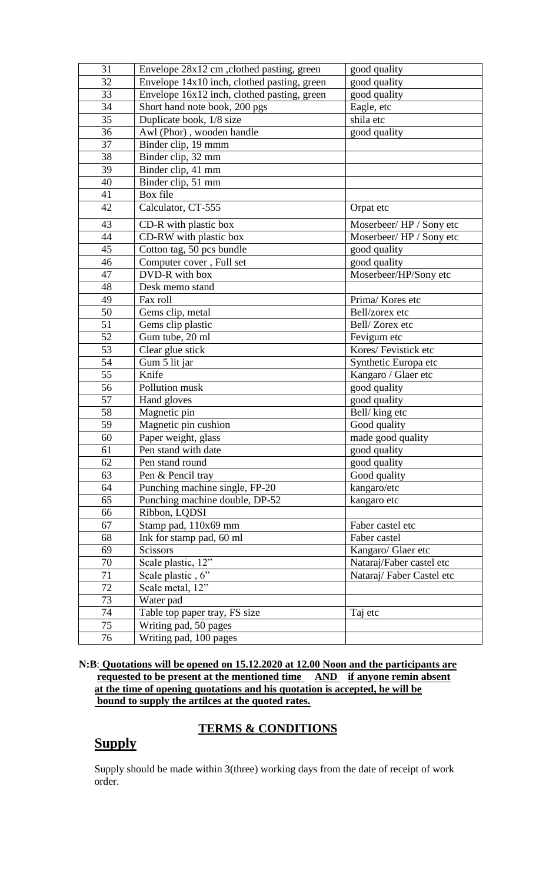| 31 | Envelope 28x12 cm ,clothed pasting, green | good quality |
|---|---|---|
| 32 | Envelope 14x10 inch, clothed pasting, green | good quality |
| 33 | Envelope 16x12 inch, clothed pasting, green | good quality |
| 34 | Short hand note book, 200 pgs | Eagle, etc |
| 35 | Duplicate book, 1/8 size | shila etc |
| 36 | Awl (Phor) , wooden handle | good quality |
| 37 | Binder clip, 19 mmm | |
| 38 | Binder clip, 32 mm | |
| 39 | Binder clip, 41 mm | |
| 40 | Binder clip, 51 mm | |
| 41 | Box file | |
| 42 | Calculator, CT-555 | Orpat etc |
| 43 | CD-R with plastic box | Moserbeer/ HP / Sony etc |
| 44 | CD-RW with plastic box | Moserbeer/ HP / Sony etc |
| 45 | Cotton tag, 50 pcs bundle | good quality |
| 46 | Computer cover , Full set | good quality |
| 47 | DVD-R with box | Moserbeer/HP/Sony etc |
| 48 | Desk memo stand | |
| 49 | Fax roll | Prima/ Kores etc |
| 50 | Gems clip, metal | Bell/zorex etc |
| 51 | Gems clip plastic | Bell/ Zorex etc |
| 52 | Gum tube, 20 ml | Fevigum etc |
| 53 | Clear glue stick | Kores/ Fevistick etc |
| 54 | Gum 5 lit jar | Synthetic Europa etc |
| 55 | Knife | Kangaro / Glaer etc |
| 56 | Pollution musk | good quality |
| 57 | Hand gloves | good quality |
| 58 | Magnetic pin | Bell/ king etc |
| 59 | Magnetic pin cushion | Good quality |
| 60 | Paper weight, glass | made good quality |
| 61 | Pen stand with date | good quality |
| 62 | Pen stand round | good quality |
| 63 | Pen & Pencil tray | Good quality |
| 64 | Punching machine single, FP-20 | kangaro/etc |
| 65 | Punching machine double, DP-52 | kangaro etc |
| 66 | Ribbon, LQDSI | |
| 67 | Stamp pad, 110x69 mm | Faber castel etc |
| 68 | Ink for stamp pad, 60 ml | Faber castel |
| 69 | Scissors | Kangaro/ Glaer etc |
| 70 | Scale plastic, 12" | Nataraj/Faber castel etc |
| 71 | Scale plastic , 6" | Nataraj/ Faber Castel etc |
| 72 | Scale metal, 12" | |
| 73 | Water pad | |
| 74 | Table top paper tray, FS size | Taj etc |
| 75 | Writing pad, 50 pages | |
| 76 | Writing pad, 100 pages | |

**N:B**: **Quotations will be opened on 15.12.2020 at 12.00 Noon and the participants are requested to be present at the mentioned time AND if anyone remin absent at the time of opening quotations and his quotation is accepted, he will be bound to supply the artilces at the quoted rates.**

## TERMS & CONDITIONS

## Supply

Supply should be made within 3(three) working days from the date of receipt of work order.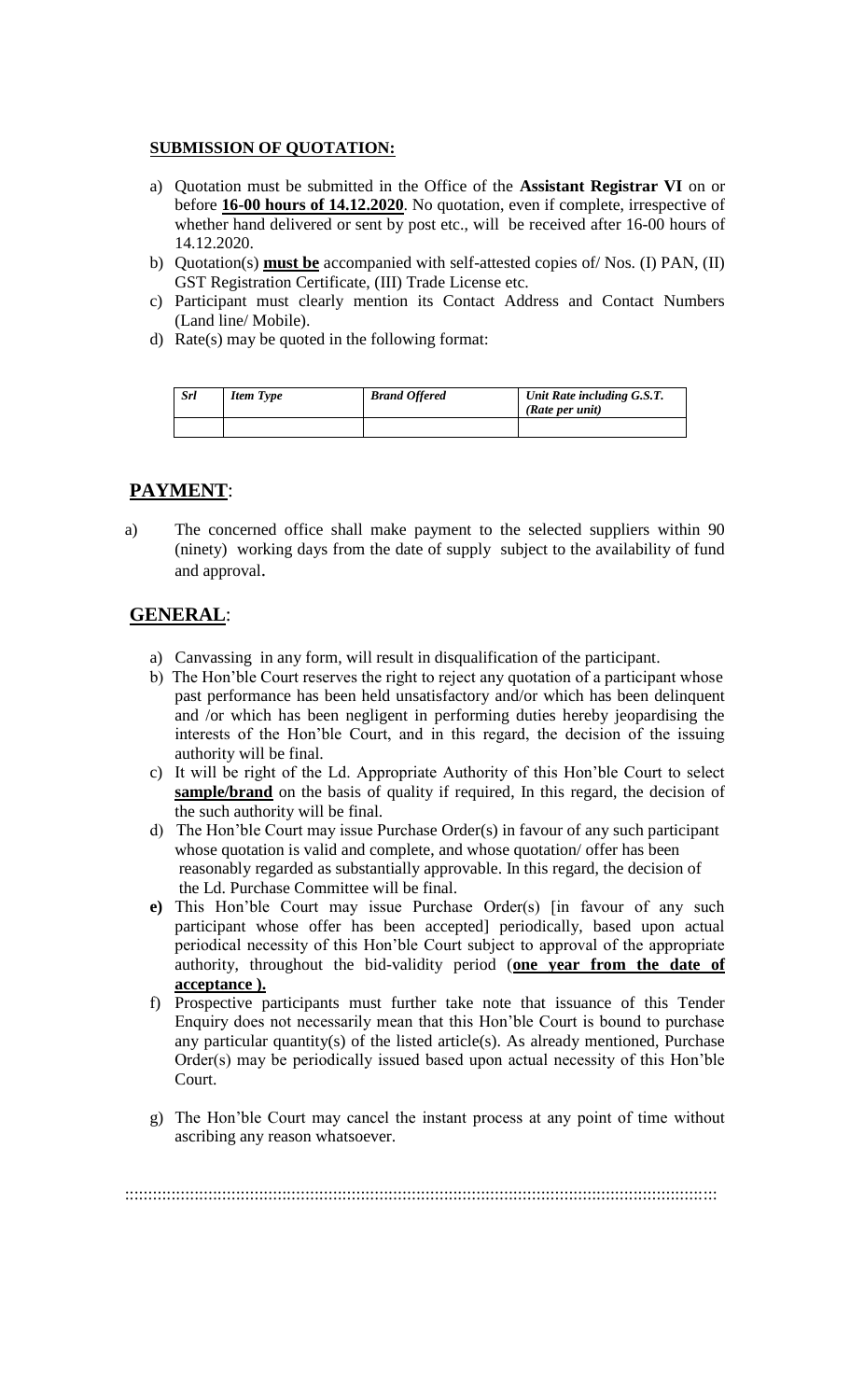**SUBMISSION OF QUOTATION:**

a) Quotation must be submitted in the Office of the **Assistant Registrar VI** on or before **16-00 hours of 14.12.2020**. No quotation, even if complete, irrespective of whether hand delivered or sent by post etc., will be received after 16-00 hours of 14.12.2020.

b) Quotation(s) **must be** accompanied with self-attested copies of/ Nos. (I) PAN, (II) GST Registration Certificate, (III) Trade License etc.

c) Participant must clearly mention its Contact Address and Contact Numbers (Land line/ Mobile).

d) Rate(s) may be quoted in the following format:

| *Srl* | *Item Type* | *Brand Offered* | *Unit Rate including G.S.T. (Rate per unit)* |
|---|---|---|---|
| | | | |

## PAYMENT:

a) The concerned office shall make payment to the selected suppliers within 90 (ninety) working days from the date of supply subject to the availability of fund and approval.

## GENERAL:

a) Canvassing in any form, will result in disqualification of the participant.

b) The Hon'ble Court reserves the right to reject any quotation of a participant whose past performance has been held unsatisfactory and/or which has been delinquent and /or which has been negligent in performing duties hereby jeopardising the interests of the Hon'ble Court, and in this regard, the decision of the issuing authority will be final.

c) It will be right of the Ld. Appropriate Authority of this Hon'ble Court to select **sample/brand** on the basis of quality if required, In this regard, the decision of the such authority will be final.

d) The Hon'ble Court may issue Purchase Order(s) in favour of any such participant whose quotation is valid and complete, and whose quotation/ offer has been reasonably regarded as substantially approvable. In this regard, the decision of the Ld. Purchase Committee will be final.

**e)** This Hon'ble Court may issue Purchase Order(s) [in favour of any such participant whose offer has been accepted] periodically, based upon actual periodical necessity of this Hon'ble Court subject to approval of the appropriate authority, throughout the bid-validity period (**one year from the date of acceptance ).**

f) Prospective participants must further take note that issuance of this Tender Enquiry does not necessarily mean that this Hon'ble Court is bound to purchase any particular quantity(s) of the listed article(s). As already mentioned, Purchase Order(s) may be periodically issued based upon actual necessity of this Hon'ble Court.

g) The Hon'ble Court may cancel the instant process at any point of time without ascribing any reason whatsoever.